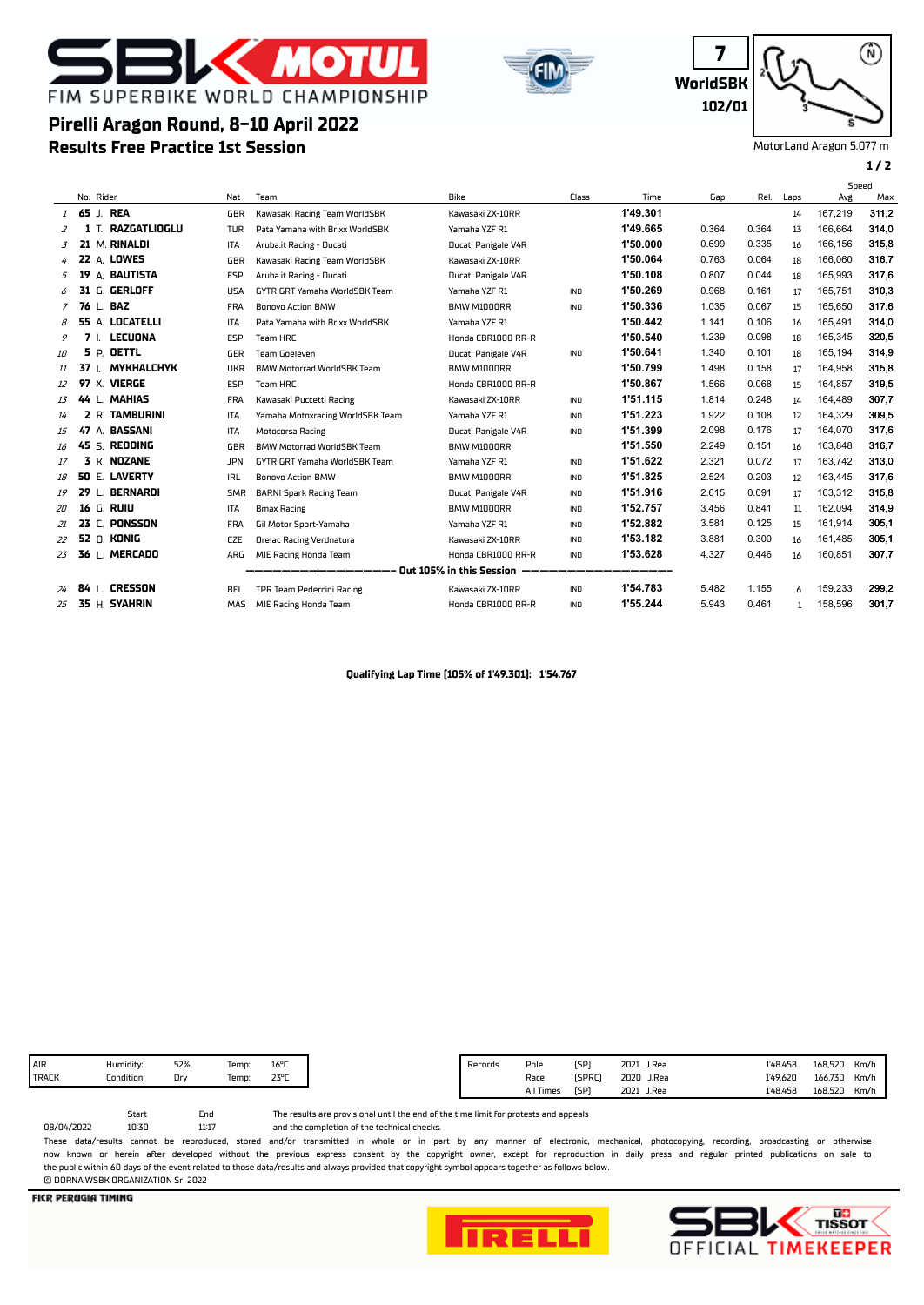# FIM SUPERBIKE WORLD CHAMPIONSHIP

## Pirelli Aragon Round, 8-10 April 2022

## Results Free Practice 1st Session

7 WorldSBK 102/01

MotorLand Aragon 5.077 m

| | No. | Rider | Nat | Team | Bike | Class | Time | Gap | Rel. | Laps | Speed Avg | Speed Max |
|---|---|---|---|---|---|---|---|---|---|---|---|---|
| 1 | 65 | J. REA | GBR | Kawasaki Racing Team WorldSBK | Kawasaki ZX-10RR | | 1'49.301 | | | 14 | 167,219 | 311,2 |
| 2 | 1 | T. RAZGATLIOGLU | TUR | Pata Yamaha with Brixx WorldSBK | Yamaha YZF R1 | | 1'49.665 | 0.364 | 0.364 | 13 | 166,664 | 314,0 |
| 3 | 21 | M. RINALDI | ITA | Aruba.it Racing - Ducati | Ducati Panigale V4R | | 1'50.000 | 0.699 | 0.335 | 16 | 166,156 | 315,8 |
| 4 | 22 | A. LOWES | GBR | Kawasaki Racing Team WorldSBK | Kawasaki ZX-10RR | | 1'50.064 | 0.763 | 0.064 | 18 | 166,060 | 316,7 |
| 5 | 19 | A. BAUTISTA | ESP | Aruba.it Racing - Ducati | Ducati Panigale V4R | | 1'50.108 | 0.807 | 0.044 | 18 | 165,993 | 317,6 |
| 6 | 31 | G. GERLOFF | USA | GYTR GRT Yamaha WorldSBK Team | Yamaha YZF R1 | IND | 1'50.269 | 0.968 | 0.161 | 17 | 165,751 | 310,3 |
| 7 | 76 | L. BAZ | FRA | Bonovo Action BMW | BMW M1000RR | IND | 1'50.336 | 1.035 | 0.067 | 15 | 165,650 | 317,6 |
| 8 | 55 | A. LOCATELLI | ITA | Pata Yamaha with Brixx WorldSBK | Yamaha YZF R1 | | 1'50.442 | 1.141 | 0.106 | 16 | 165,491 | 314,0 |
| 9 | 7 | I. LECUONA | ESP | Team HRC | Honda CBR1000 RR-R | | 1'50.540 | 1.239 | 0.098 | 18 | 165,345 | 320,5 |
| 10 | 5 | P. OETTL | GER | Team Goeleven | Ducati Panigale V4R | IND | 1'50.641 | 1.340 | 0.101 | 18 | 165,194 | 314,9 |
| 11 | 37 | I. MYKHALCHYK | UKR | BMW Motorrad WorldSBK Team | BMW M1000RR | | 1'50.799 | 1.498 | 0.158 | 17 | 164,958 | 315,8 |
| 12 | 97 | X. VIERGE | ESP | Team HRC | Honda CBR1000 RR-R | | 1'50.867 | 1.566 | 0.068 | 15 | 164,857 | 319,5 |
| 13 | 44 | L. MAHIAS | FRA | Kawasaki Puccetti Racing | Kawasaki ZX-10RR | IND | 1'51.115 | 1.814 | 0.248 | 14 | 164,489 | 307,7 |
| 14 | 2 | R. TAMBURINI | ITA | Yamaha Motoxracing WorldSBK Team | Yamaha YZF R1 | IND | 1'51.223 | 1.922 | 0.108 | 12 | 164,329 | 309,5 |
| 15 | 47 | A. BASSANI | ITA | Motocorsa Racing | Ducati Panigale V4R | IND | 1'51.399 | 2.098 | 0.176 | 17 | 164,070 | 317,6 |
| 16 | 45 | S. REDDING | GBR | BMW Motorrad WorldSBK Team | BMW M1000RR | | 1'51.550 | 2.249 | 0.151 | 16 | 163,848 | 316,7 |
| 17 | 3 | K. NOZANE | JPN | GYTR GRT Yamaha WorldSBK Team | Yamaha YZF R1 | IND | 1'51.622 | 2.321 | 0.072 | 17 | 163,742 | 313,0 |
| 18 | 50 | E. LAVERTY | IRL | Bonovo Action BMW | BMW M1000RR | IND | 1'51.825 | 2.524 | 0.203 | 12 | 163,445 | 317,6 |
| 19 | 29 | L. BERNARDI | SMR | BARNI Spark Racing Team | Ducati Panigale V4R | IND | 1'51.916 | 2.615 | 0.091 | 17 | 163,312 | 315,8 |
| 20 | 16 | G. RUIU | ITA | Bmax Racing | BMW M1000RR | IND | 1'52.757 | 3.456 | 0.841 | 11 | 162,094 | 314,9 |
| 21 | 23 | C. PONSSON | FRA | Gil Motor Sport-Yamaha | Yamaha YZF R1 | IND | 1'52.882 | 3.581 | 0.125 | 15 | 161,914 | 305,1 |
| 22 | 52 | O. KONIG | CZE | Orelac Racing Verdnatura | Kawasaki ZX-10RR | IND | 1'53.182 | 3.881 | 0.300 | 16 | 161,485 | 305,1 |
| 23 | 36 | L. MERCADO | ARG | MIE Racing Honda Team | Honda CBR1000 RR-R | IND | 1'53.628 | 4.327 | 0.446 | 16 | 160,851 | 307,7 |
| | | Out 105% in this Session | | | | | | | | | | |
| 24 | 84 | L. CRESSON | BEL | TPR Team Pedercini Racing | Kawasaki ZX-10RR | IND | 1'54.783 | 5.482 | 1.155 | 6 | 159,233 | 299,2 |
| 25 | 35 | H. SYAHRIN | MAS | MIE Racing Honda Team | Honda CBR1000 RR-R | IND | 1'55.244 | 5.943 | 0.461 | 1 | 158,596 | 301,7 |

**Qualifying Lap Time (105% of 1'49.301): 1'54.767**

| | | | | |
|---|---|---|---|---|
| AIR | Humidity: | 52% | Temp: | 16°C |
| TRACK | Condition: | Dry | Temp: | 23°C |

| Records | | | | | | | |
|---|---|---|---|---|---|---|---|
| | Pole | [SP] | 2021 | J.Rea | 1'48.458 | 168,520 | Km/h |
| | Race | [SPRC] | 2020 | J.Rea | 1'49.620 | 166,730 | Km/h |
| | All Times | [SP] | 2021 | J.Rea | 1'48.458 | 168,520 | Km/h |

| | Start | End |
|---|---|---|
| 08/04/2022 | 10:30 | 11:17 |

The results are provisional until the end of the time limit for protests and appeals and the completion of the technical checks.

These data/results cannot be reproduced, stored and/or transmitted in whole or in part by any manner of electronic, mechanical, photocopying, recording, broadcasting or otherwise now known or herein after developed without the previous express consent by the copyright owner, except for reproduction in daily press and regular printed publications on sale to the public within 60 days of the event related to those data/results and always provided that copyright symbol appears together as follows below.
© DORNA WSBK ORGANIZATION Srl 2022

FICR PERUGIA TIMING

SBK TISSOT OFFICIAL TIMEKEEPER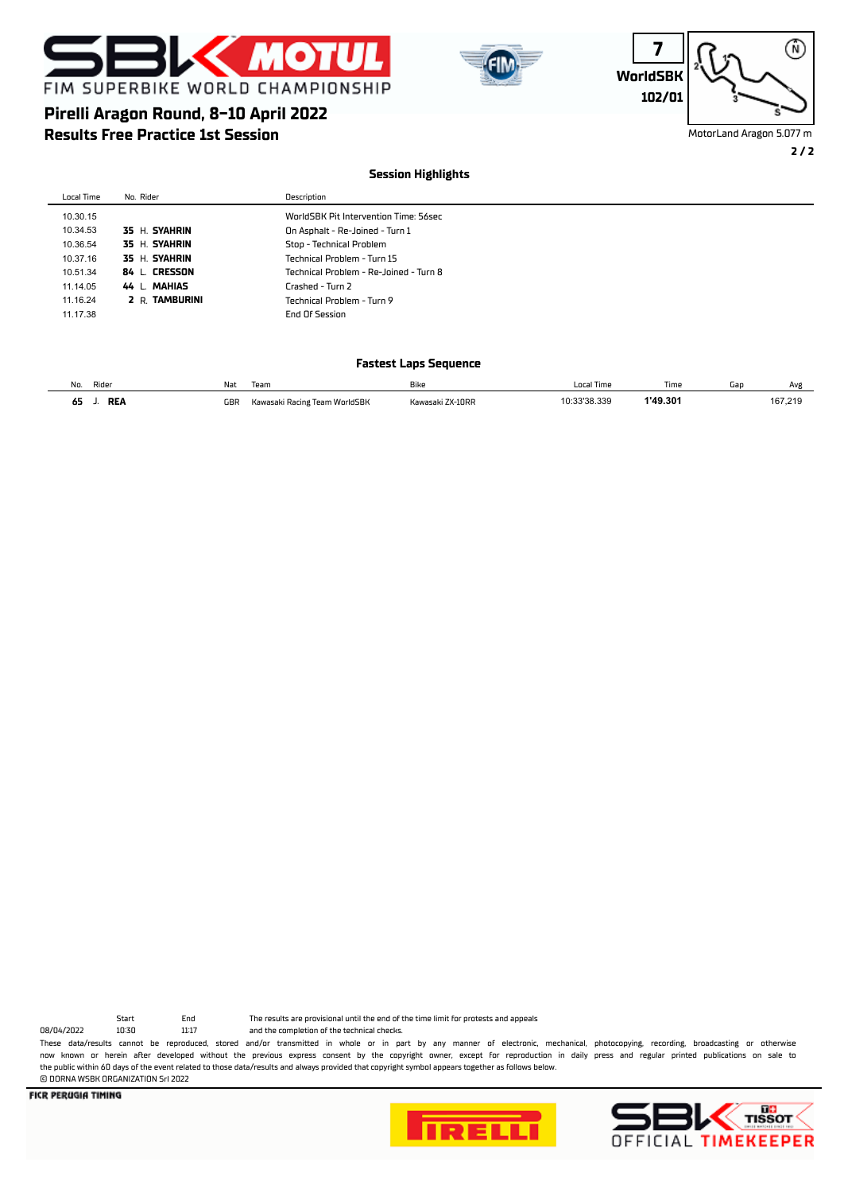# FIM SUPERBIKE WORLD CHAMPIONSHIP

## Pirelli Aragon Round, 8-10 April 2022
## Results Free Practice 1st Session

7
WorldSBK
102/01

MotorLand Aragon 5.077 m

### Session Highlights

| Local Time | No. Rider | Description |
|---|---|---|
| 10.30.15 | | WorldSBK Pit Intervention Time: 56sec |
| 10.34.53 | **35** H. **SYAHRIN** | On Asphalt - Re-Joined - Turn 1 |
| 10.36.54 | **35** H. **SYAHRIN** | Stop - Technical Problem |
| 10.37.16 | **35** H. **SYAHRIN** | Technical Problem - Turn 15 |
| 10.51.34 | **84** L. **CRESSON** | Technical Problem - Re-Joined - Turn 8 |
| 11.14.05 | **44** L. **MAHIAS** | Crashed - Turn 2 |
| 11.16.24 | **2** R. **TAMBURINI** | Technical Problem - Turn 9 |
| 11.17.38 | | End Of Session |

### Fastest Laps Sequence

| No. | Rider | Nat | Team | Bike | Local Time | Time | Gap | Avg |
|---|---|---|---|---|---|---|---|---|
| **65** | J. **REA** | GBR | Kawasaki Racing Team WorldSBK | Kawasaki ZX-10RR | 10:33'38.339 | **1'49.301** | | 167,219 |

| | Start | End |
|---|---|---|
| 08/04/2022 | 10:30 | 11:17 |

The results are provisional until the end of the time limit for protests and appeals and the completion of the technical checks.

These data/results cannot be reproduced, stored and/or transmitted in whole or in part by any manner of electronic, mechanical, photocopying, recording, broadcasting or otherwise now known or herein after developed without the previous express consent by the copyright owner, except for reproduction in daily press and regular printed publications on sale to the public within 60 days of the event related to those data/results and always provided that copyright symbol appears together as follows below.

© DORNA WSBK ORGANIZATION Srl 2022

FICR PERUGIA TIMING

SBK TISSOT OFFICIAL TIMEKEEPER